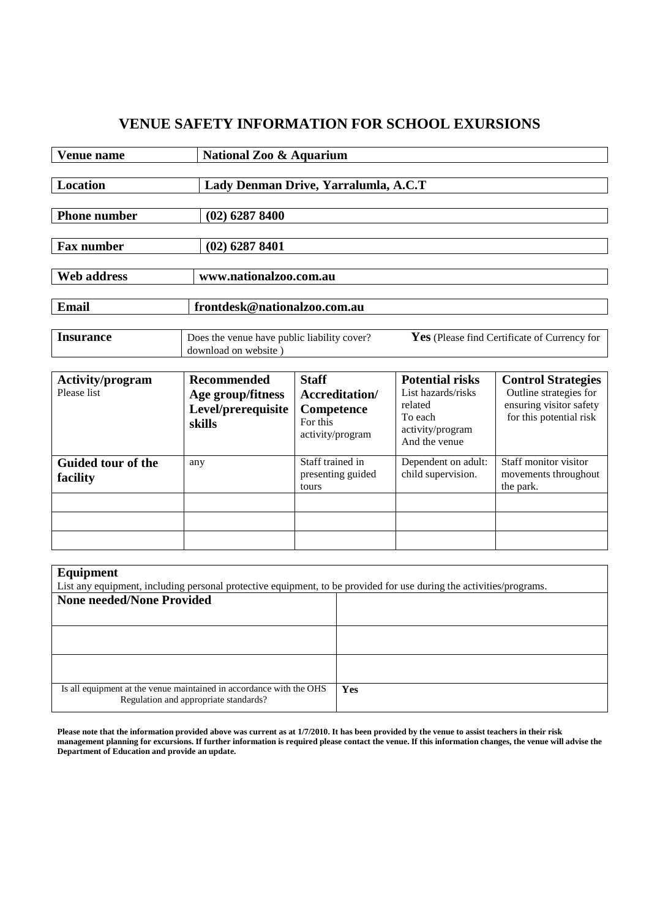# VENUE SAFETY INFORMATION FOR SCHOOL EXURSIONS

| | |
|---|---|
| **Venue name** | **National Zoo & Aquarium** |
| **Location** | **Lady Denman Drive, Yarralumla, A.C.T** |
| **Phone number** | **(02) 6287 8400** |
| **Fax number** | **(02) 6287 8401** |
| **Web address** | **www.nationalzoo.com.au** |
| **Email** | **frontdesk@nationalzoo.com.au** |
| **Insurance** | Does the venue have public liability cover? **Yes** (Please find Certificate of Currency for download on website ) |

| **Activity/program** Please list | **Recommended Age group/fitness Level/prerequisite skills** | **Staff Accreditation/ Competence** For this activity/program | **Potential risks** List hazards/risks related To each activity/program And the venue | **Control Strategies** Outline strategies for ensuring visitor safety for this potential risk |
|---|---|---|---|---|
| **Guided tour of the facility** | any | Staff trained in presenting guided tours | Dependent on adult: child supervision. | Staff monitor visitor movements throughout the park. |
| | | | | |
| | | | | |
| | | | | |

| **Equipment** List any equipment, including personal protective equipment, to be provided for use during the activities/programs. | |
|---|---|
| **None needed/None Provided** | |
| | |
| | |
| Is all equipment at the venue maintained in accordance with the OHS Regulation and appropriate standards? | **Yes** |

**Please note that the information provided above was current as at 1/7/2010. It has been provided by the venue to assist teachers in their risk management planning for excursions. If further information is required please contact the venue. If this information changes, the venue will advise the Department of Education and provide an update.**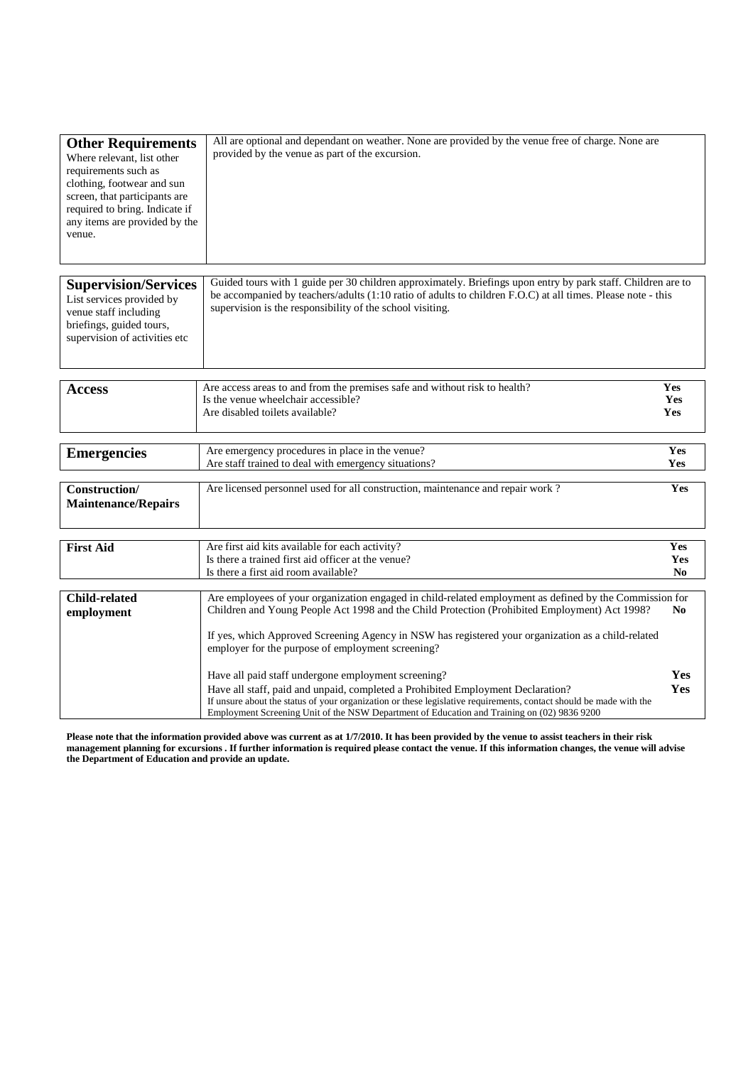| | |
|---|---|
| **Other Requirements**<br>Where relevant, list other requirements such as clothing, footwear and sun screen, that participants are required to bring. Indicate if any items are provided by the venue. | All are optional and dependant on weather. None are provided by the venue free of charge. None are provided by the venue as part of the excursion. |

| | |
|---|---|
| **Supervision/Services**<br>List services provided by venue staff including briefings, guided tours, supervision of activities etc | Guided tours with 1 guide per 30 children approximately. Briefings upon entry by park staff. Children are to be accompanied by teachers/adults (1:10 ratio of adults to children F.O.C) at all times. Please note - this supervision is the responsibility of the school visiting. |

| | | |
|---|---|---|
| **Access** | Are access areas to and from the premises safe and without risk to health? | **Yes** |
| | Is the venue wheelchair accessible? | **Yes** |
| | Are disabled toilets available? | **Yes** |

| | | |
|---|---|---|
| **Emergencies** | Are emergency procedures in place in the venue? | **Yes** |
| | Are staff trained to deal with emergency situations? | **Yes** |

| | | |
|---|---|---|
| **Construction/ Maintenance/Repairs** | Are licensed personnel used for all construction, maintenance and repair work ? | **Yes** |

| | | |
|---|---|---|
| **First Aid** | Are first aid kits available for each activity? | **Yes** |
| | Is there a trained first aid officer at the venue? | **Yes** |
| | Is there a first aid room available? | **No** |

| | | |
|---|---|---|
| **Child-related employment** | Are employees of your organization engaged in child-related employment as defined by the Commission for Children and Young People Act 1998 and the Child Protection (Prohibited Employment) Act 1998? | **No** |
| | If yes, which Approved Screening Agency in NSW has registered your organization as a child-related employer for the purpose of employment screening? | |
| | Have all paid staff undergone employment screening? | **Yes** |
| | Have all staff, paid and unpaid, completed a Prohibited Employment Declaration? | **Yes** |
| | If unsure about the status of your organization or these legislative requirements, contact should be made with the Employment Screening Unit of the NSW Department of Education and Training on (02) 9836 9200 | |

**Please note that the information provided above was current as at 1/7/2010. It has been provided by the venue to assist teachers in their risk management planning for excursions . If further information is required please contact the venue. If this information changes, the venue will advise the Department of Education and provide an update.**